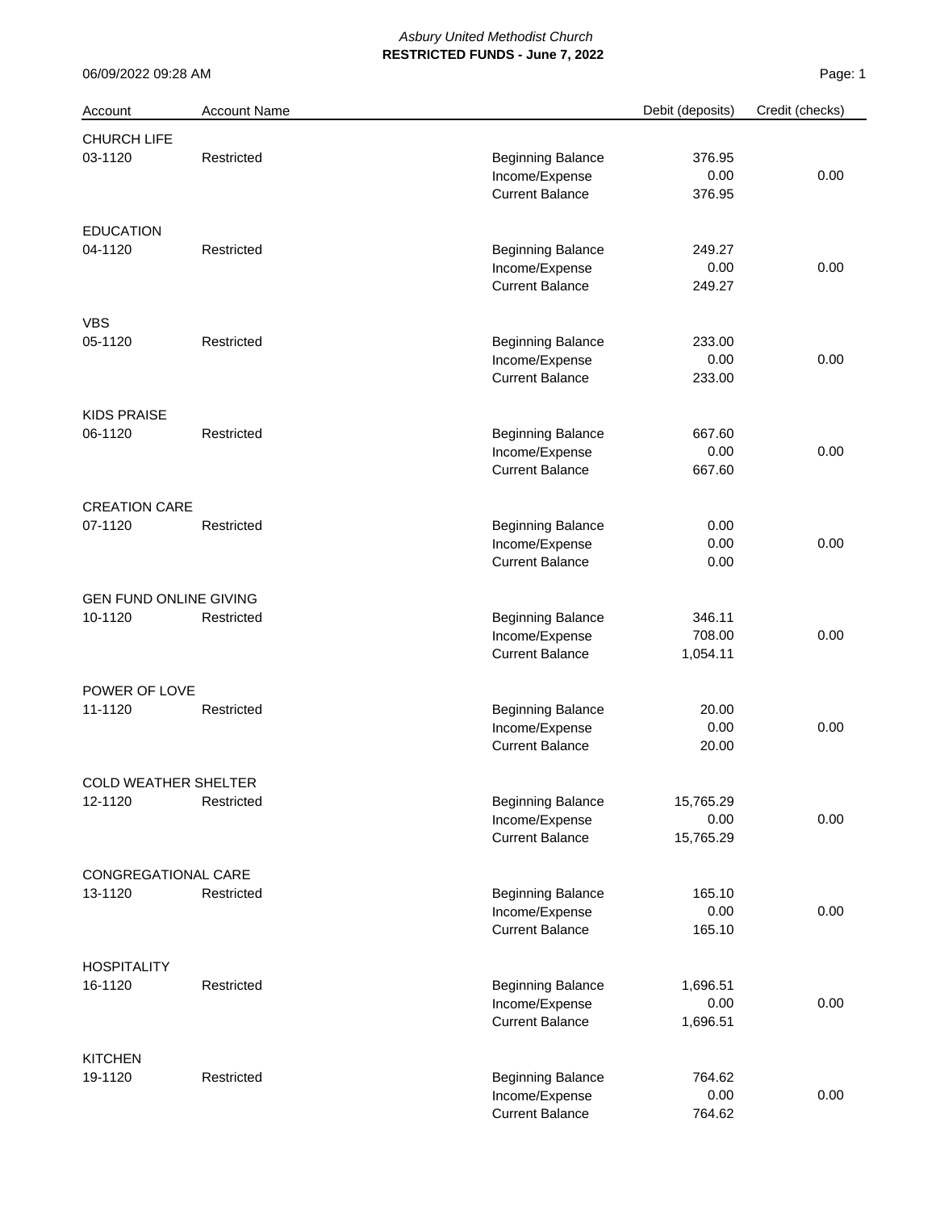*Asbury United Methodist Church*

**RESTRICTED FUNDS - June 7, 2022**

06/09/2022 09:28 AM

| Account | Account Name | | Debit (deposits) | Credit (checks) |
|---|---|---|---|---|
| CHURCH LIFE | | | | |
| 03-1120 | Restricted | Beginning Balance | 376.95 | |
| | | Income/Expense | 0.00 | 0.00 |
| | | Current Balance | 376.95 | |
| EDUCATION | | | | |
| 04-1120 | Restricted | Beginning Balance | 249.27 | |
| | | Income/Expense | 0.00 | 0.00 |
| | | Current Balance | 249.27 | |
| VBS | | | | |
| 05-1120 | Restricted | Beginning Balance | 233.00 | |
| | | Income/Expense | 0.00 | 0.00 |
| | | Current Balance | 233.00 | |
| KIDS PRAISE | | | | |
| 06-1120 | Restricted | Beginning Balance | 667.60 | |
| | | Income/Expense | 0.00 | 0.00 |
| | | Current Balance | 667.60 | |
| CREATION CARE | | | | |
| 07-1120 | Restricted | Beginning Balance | 0.00 | |
| | | Income/Expense | 0.00 | 0.00 |
| | | Current Balance | 0.00 | |
| GEN FUND ONLINE GIVING | | | | |
| 10-1120 | Restricted | Beginning Balance | 346.11 | |
| | | Income/Expense | 708.00 | 0.00 |
| | | Current Balance | 1,054.11 | |
| POWER OF LOVE | | | | |
| 11-1120 | Restricted | Beginning Balance | 20.00 | |
| | | Income/Expense | 0.00 | 0.00 |
| | | Current Balance | 20.00 | |
| COLD WEATHER SHELTER | | | | |
| 12-1120 | Restricted | Beginning Balance | 15,765.29 | |
| | | Income/Expense | 0.00 | 0.00 |
| | | Current Balance | 15,765.29 | |
| CONGREGATIONAL CARE | | | | |
| 13-1120 | Restricted | Beginning Balance | 165.10 | |
| | | Income/Expense | 0.00 | 0.00 |
| | | Current Balance | 165.10 | |
| HOSPITALITY | | | | |
| 16-1120 | Restricted | Beginning Balance | 1,696.51 | |
| | | Income/Expense | 0.00 | 0.00 |
| | | Current Balance | 1,696.51 | |
| KITCHEN | | | | |
| 19-1120 | Restricted | Beginning Balance | 764.62 | |
| | | Income/Expense | 0.00 | 0.00 |
| | | Current Balance | 764.62 | |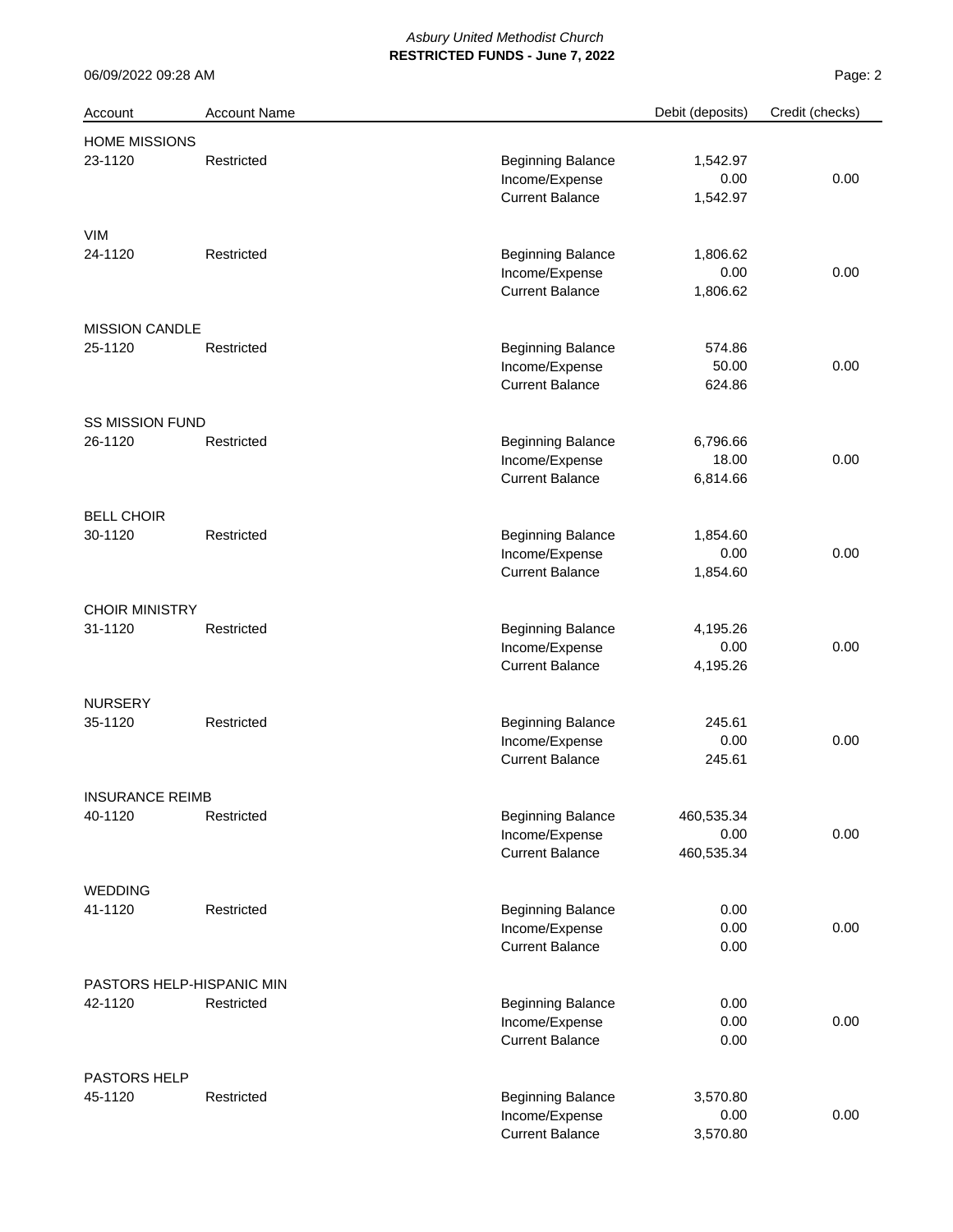*Asbury United Methodist Church*

**RESTRICTED FUNDS - June 7, 2022**

06/09/2022 09:28 AM

| Account | Account Name | | Debit (deposits) | Credit (checks) |
|---|---|---|---|---|
| HOME MISSIONS | | | | |
| 23-1120 | Restricted | Beginning Balance | 1,542.97 | |
| | | Income/Expense | 0.00 | 0.00 |
| | | Current Balance | 1,542.97 | |
| VIM | | | | |
| 24-1120 | Restricted | Beginning Balance | 1,806.62 | |
| | | Income/Expense | 0.00 | 0.00 |
| | | Current Balance | 1,806.62 | |
| MISSION CANDLE | | | | |
| 25-1120 | Restricted | Beginning Balance | 574.86 | |
| | | Income/Expense | 50.00 | 0.00 |
| | | Current Balance | 624.86 | |
| SS MISSION FUND | | | | |
| 26-1120 | Restricted | Beginning Balance | 6,796.66 | |
| | | Income/Expense | 18.00 | 0.00 |
| | | Current Balance | 6,814.66 | |
| BELL CHOIR | | | | |
| 30-1120 | Restricted | Beginning Balance | 1,854.60 | |
| | | Income/Expense | 0.00 | 0.00 |
| | | Current Balance | 1,854.60 | |
| CHOIR MINISTRY | | | | |
| 31-1120 | Restricted | Beginning Balance | 4,195.26 | |
| | | Income/Expense | 0.00 | 0.00 |
| | | Current Balance | 4,195.26 | |
| NURSERY | | | | |
| 35-1120 | Restricted | Beginning Balance | 245.61 | |
| | | Income/Expense | 0.00 | 0.00 |
| | | Current Balance | 245.61 | |
| INSURANCE REIMB | | | | |
| 40-1120 | Restricted | Beginning Balance | 460,535.34 | |
| | | Income/Expense | 0.00 | 0.00 |
| | | Current Balance | 460,535.34 | |
| WEDDING | | | | |
| 41-1120 | Restricted | Beginning Balance | 0.00 | |
| | | Income/Expense | 0.00 | 0.00 |
| | | Current Balance | 0.00 | |
| PASTORS HELP-HISPANIC MIN | | | | |
| 42-1120 | Restricted | Beginning Balance | 0.00 | |
| | | Income/Expense | 0.00 | 0.00 |
| | | Current Balance | 0.00 | |
| PASTORS HELP | | | | |
| 45-1120 | Restricted | Beginning Balance | 3,570.80 | |
| | | Income/Expense | 0.00 | 0.00 |
| | | Current Balance | 3,570.80 | |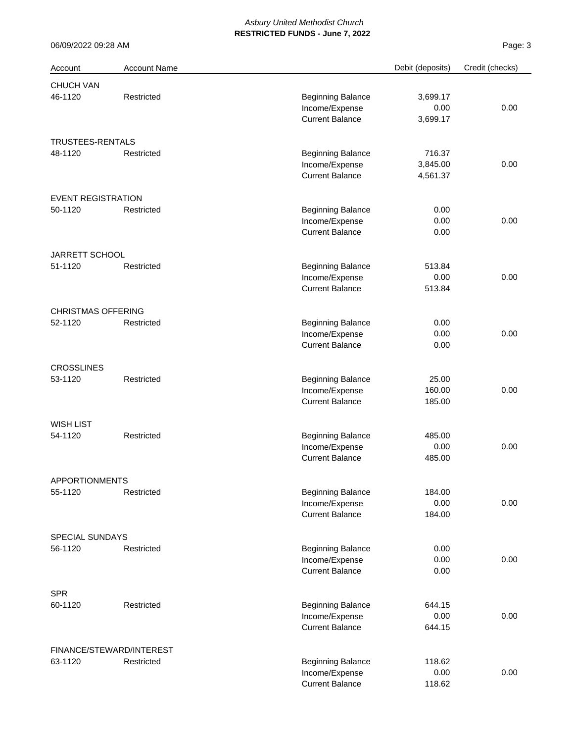*Asbury United Methodist Church*

**RESTRICTED FUNDS - June 7, 2022**

06/09/2022 09:28 AM

| Account | Account Name | | Debit (deposits) | Credit (checks) |
|---|---|---|---|---|
| CHUCH VAN | | | | |
| 46-1120 | Restricted | Beginning Balance | 3,699.17 | |
| | | Income/Expense | 0.00 | 0.00 |
| | | Current Balance | 3,699.17 | |
| TRUSTEES-RENTALS | | | | |
| 48-1120 | Restricted | Beginning Balance | 716.37 | |
| | | Income/Expense | 3,845.00 | 0.00 |
| | | Current Balance | 4,561.37 | |
| EVENT REGISTRATION | | | | |
| 50-1120 | Restricted | Beginning Balance | 0.00 | |
| | | Income/Expense | 0.00 | 0.00 |
| | | Current Balance | 0.00 | |
| JARRETT SCHOOL | | | | |
| 51-1120 | Restricted | Beginning Balance | 513.84 | |
| | | Income/Expense | 0.00 | 0.00 |
| | | Current Balance | 513.84 | |
| CHRISTMAS OFFERING | | | | |
| 52-1120 | Restricted | Beginning Balance | 0.00 | |
| | | Income/Expense | 0.00 | 0.00 |
| | | Current Balance | 0.00 | |
| CROSSLINES | | | | |
| 53-1120 | Restricted | Beginning Balance | 25.00 | |
| | | Income/Expense | 160.00 | 0.00 |
| | | Current Balance | 185.00 | |
| WISH LIST | | | | |
| 54-1120 | Restricted | Beginning Balance | 485.00 | |
| | | Income/Expense | 0.00 | 0.00 |
| | | Current Balance | 485.00 | |
| APPORTIONMENTS | | | | |
| 55-1120 | Restricted | Beginning Balance | 184.00 | |
| | | Income/Expense | 0.00 | 0.00 |
| | | Current Balance | 184.00 | |
| SPECIAL SUNDAYS | | | | |
| 56-1120 | Restricted | Beginning Balance | 0.00 | |
| | | Income/Expense | 0.00 | 0.00 |
| | | Current Balance | 0.00 | |
| SPR | | | | |
| 60-1120 | Restricted | Beginning Balance | 644.15 | |
| | | Income/Expense | 0.00 | 0.00 |
| | | Current Balance | 644.15 | |
| FINANCE/STEWARD/INTEREST | | | | |
| 63-1120 | Restricted | Beginning Balance | 118.62 | |
| | | Income/Expense | 0.00 | 0.00 |
| | | Current Balance | 118.62 | |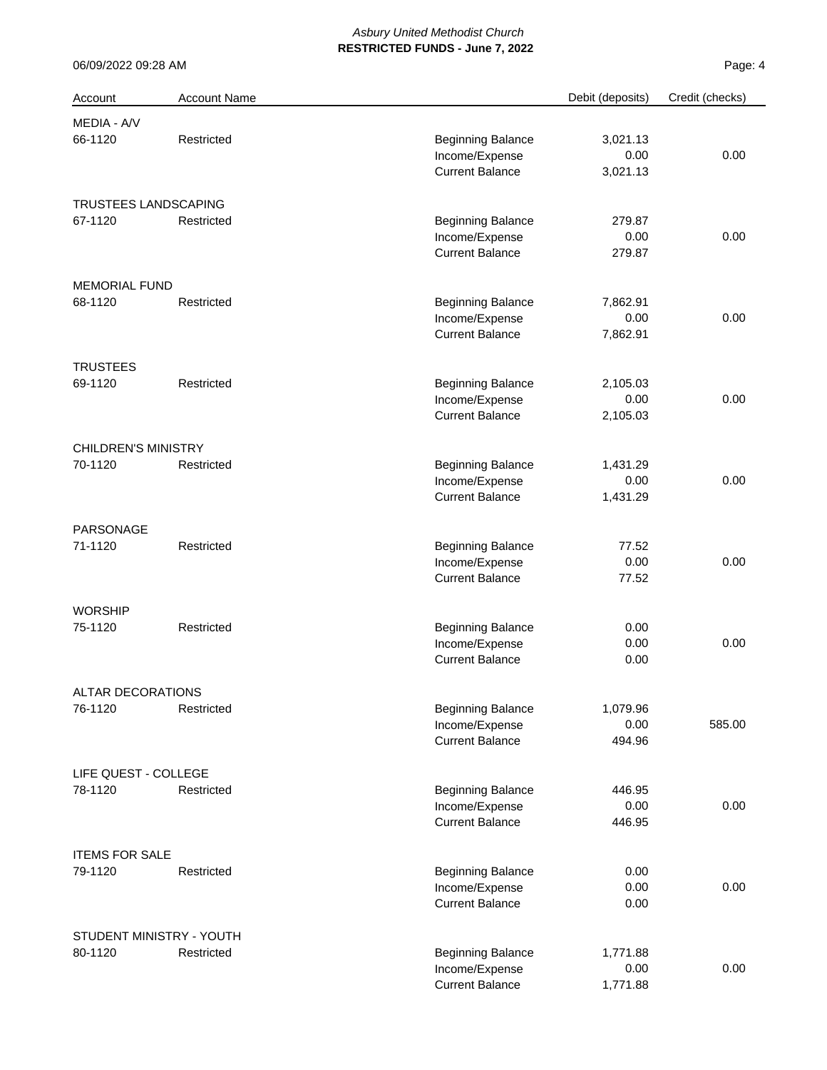*Asbury United Methodist Church*

**RESTRICTED FUNDS - June 7, 2022**

06/09/2022 09:28 AM

| Account | Account Name | | Debit (deposits) | Credit (checks) |
|---|---|---|---|---|
| MEDIA - A/V | | | | |
| 66-1120 | Restricted | Beginning Balance | 3,021.13 | |
| | | Income/Expense | 0.00 | 0.00 |
| | | Current Balance | 3,021.13 | |
| TRUSTEES LANDSCAPING | | | | |
| 67-1120 | Restricted | Beginning Balance | 279.87 | |
| | | Income/Expense | 0.00 | 0.00 |
| | | Current Balance | 279.87 | |
| MEMORIAL FUND | | | | |
| 68-1120 | Restricted | Beginning Balance | 7,862.91 | |
| | | Income/Expense | 0.00 | 0.00 |
| | | Current Balance | 7,862.91 | |
| TRUSTEES | | | | |
| 69-1120 | Restricted | Beginning Balance | 2,105.03 | |
| | | Income/Expense | 0.00 | 0.00 |
| | | Current Balance | 2,105.03 | |
| CHILDREN'S MINISTRY | | | | |
| 70-1120 | Restricted | Beginning Balance | 1,431.29 | |
| | | Income/Expense | 0.00 | 0.00 |
| | | Current Balance | 1,431.29 | |
| PARSONAGE | | | | |
| 71-1120 | Restricted | Beginning Balance | 77.52 | |
| | | Income/Expense | 0.00 | 0.00 |
| | | Current Balance | 77.52 | |
| WORSHIP | | | | |
| 75-1120 | Restricted | Beginning Balance | 0.00 | |
| | | Income/Expense | 0.00 | 0.00 |
| | | Current Balance | 0.00 | |
| ALTAR DECORATIONS | | | | |
| 76-1120 | Restricted | Beginning Balance | 1,079.96 | |
| | | Income/Expense | 0.00 | 585.00 |
| | | Current Balance | 494.96 | |
| LIFE QUEST - COLLEGE | | | | |
| 78-1120 | Restricted | Beginning Balance | 446.95 | |
| | | Income/Expense | 0.00 | 0.00 |
| | | Current Balance | 446.95 | |
| ITEMS FOR SALE | | | | |
| 79-1120 | Restricted | Beginning Balance | 0.00 | |
| | | Income/Expense | 0.00 | 0.00 |
| | | Current Balance | 0.00 | |
| STUDENT MINISTRY - YOUTH | | | | |
| 80-1120 | Restricted | Beginning Balance | 1,771.88 | |
| | | Income/Expense | 0.00 | 0.00 |
| | | Current Balance | 1,771.88 | |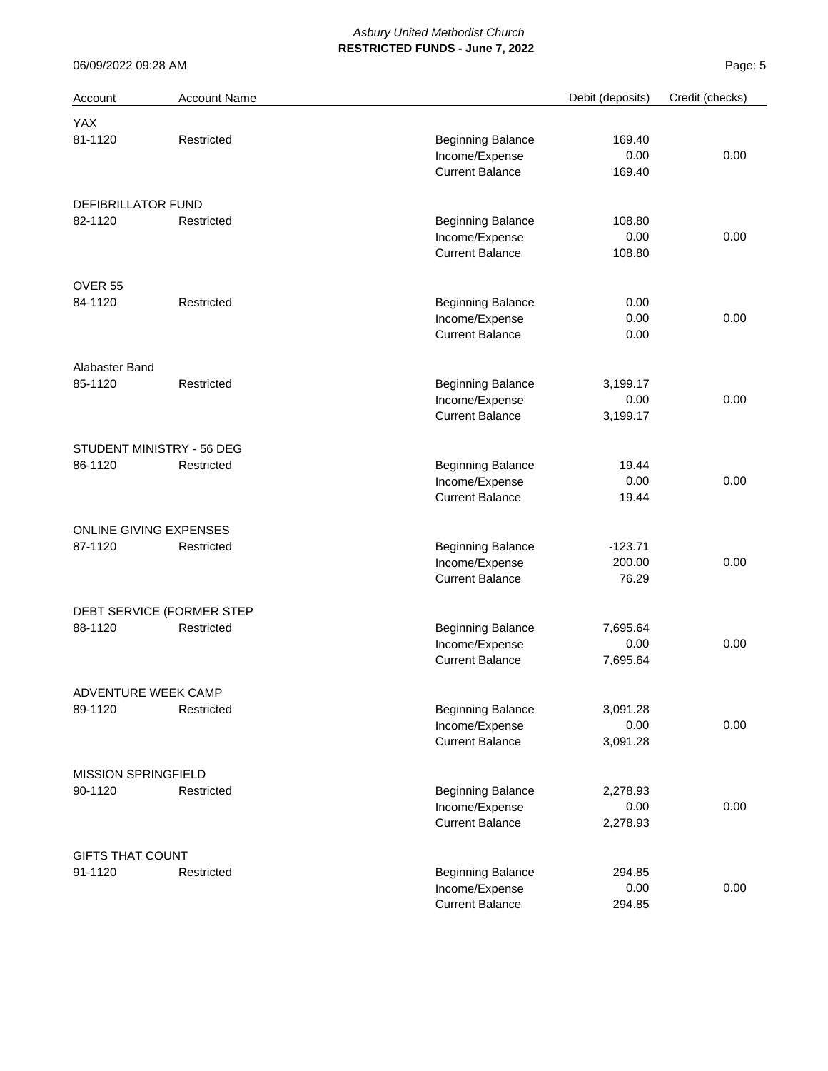*Asbury United Methodist Church*

**RESTRICTED FUNDS - June 7, 2022**

06/09/2022 09:28 AM

| Account | Account Name | | Debit (deposits) | Credit (checks) |
|---|---|---|---|---|
| YAX | | | | |
| 81-1120 | Restricted | Beginning Balance | 169.40 | |
| | | Income/Expense | 0.00 | 0.00 |
| | | Current Balance | 169.40 | |
| DEFIBRILLATOR FUND | | | | |
| 82-1120 | Restricted | Beginning Balance | 108.80 | |
| | | Income/Expense | 0.00 | 0.00 |
| | | Current Balance | 108.80 | |
| OVER 55 | | | | |
| 84-1120 | Restricted | Beginning Balance | 0.00 | |
| | | Income/Expense | 0.00 | 0.00 |
| | | Current Balance | 0.00 | |
| Alabaster Band | | | | |
| 85-1120 | Restricted | Beginning Balance | 3,199.17 | |
| | | Income/Expense | 0.00 | 0.00 |
| | | Current Balance | 3,199.17 | |
| STUDENT MINISTRY - 56 DEG | | | | |
| 86-1120 | Restricted | Beginning Balance | 19.44 | |
| | | Income/Expense | 0.00 | 0.00 |
| | | Current Balance | 19.44 | |
| ONLINE GIVING EXPENSES | | | | |
| 87-1120 | Restricted | Beginning Balance | -123.71 | |
| | | Income/Expense | 200.00 | 0.00 |
| | | Current Balance | 76.29 | |
| DEBT SERVICE (FORMER STEP | | | | |
| 88-1120 | Restricted | Beginning Balance | 7,695.64 | |
| | | Income/Expense | 0.00 | 0.00 |
| | | Current Balance | 7,695.64 | |
| ADVENTURE WEEK CAMP | | | | |
| 89-1120 | Restricted | Beginning Balance | 3,091.28 | |
| | | Income/Expense | 0.00 | 0.00 |
| | | Current Balance | 3,091.28 | |
| MISSION SPRINGFIELD | | | | |
| 90-1120 | Restricted | Beginning Balance | 2,278.93 | |
| | | Income/Expense | 0.00 | 0.00 |
| | | Current Balance | 2,278.93 | |
| GIFTS THAT COUNT | | | | |
| 91-1120 | Restricted | Beginning Balance | 294.85 | |
| | | Income/Expense | 0.00 | 0.00 |
| | | Current Balance | 294.85 | |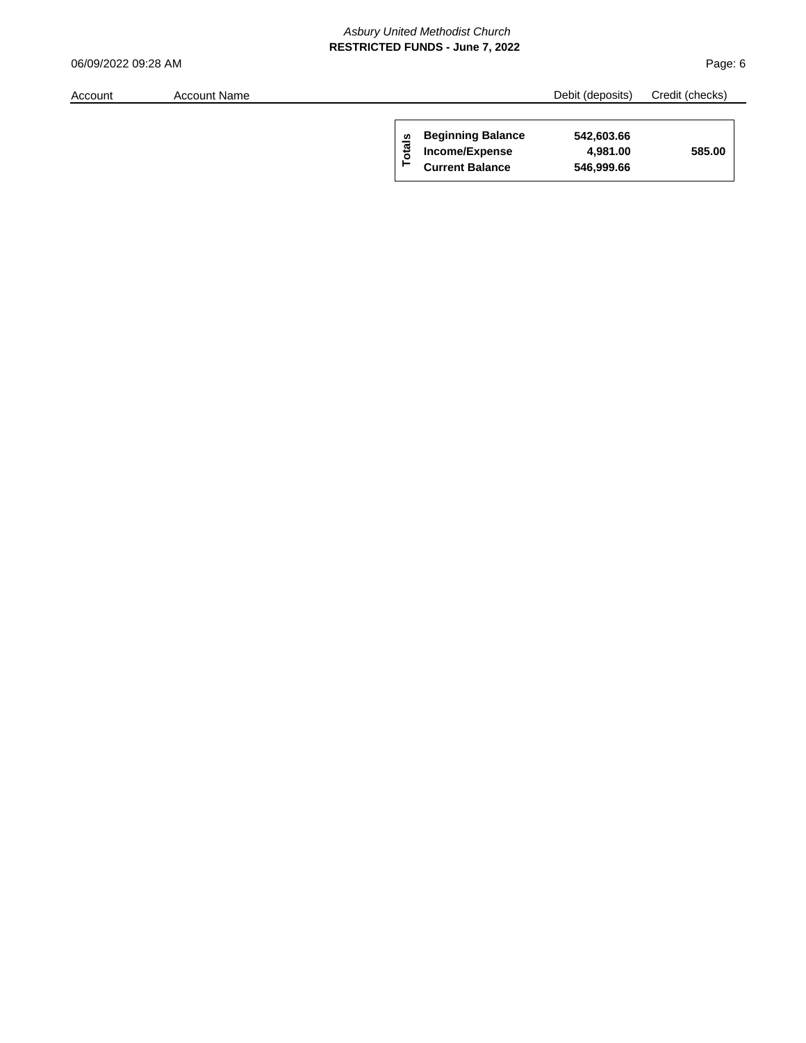*Asbury United Methodist Church*

**RESTRICTED FUNDS - June 7, 2022**

06/09/2022 09:28 AM

| Account | Account Name | | Debit (deposits) | Credit (checks) |
| --- | --- | --- | --- | --- |
| **Totals** | | **Beginning Balance** | **542,603.66** | |
| | | **Income/Expense** | **4,981.00** | **585.00** |
| | | **Current Balance** | **546,999.66** | |